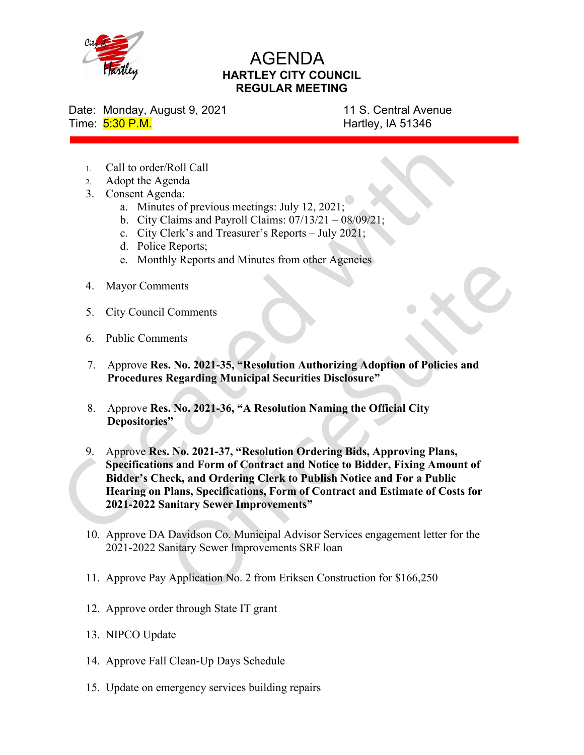# AGENDA

## HARTLEY CITY COUNCIL
## REGULAR MEETING

Date: Monday, August 9, 2021
Time: 5:30 P.M.

11 S. Central Avenue
Hartley, IA 51346

1. Call to order/Roll Call
2. Adopt the Agenda
3. Consent Agenda:
   a. Minutes of previous meetings: July 12, 2021;
   b. City Claims and Payroll Claims: 07/13/21 – 08/09/21;
   c. City Clerk's and Treasurer's Reports – July 2021;
   d. Police Reports;
   e. Monthly Reports and Minutes from other Agencies
4. Mayor Comments
5. City Council Comments
6. Public Comments
7. Approve **Res. No. 2021-35, "Resolution Authorizing Adoption of Policies and Procedures Regarding Municipal Securities Disclosure"**
8. Approve **Res. No. 2021-36, "A Resolution Naming the Official City Depositories"**
9. Approve **Res. No. 2021-37, "Resolution Ordering Bids, Approving Plans, Specifications and Form of Contract and Notice to Bidder, Fixing Amount of Bidder's Check, and Ordering Clerk to Publish Notice and For a Public Hearing on Plans, Specifications, Form of Contract and Estimate of Costs for 2021-2022 Sanitary Sewer Improvements"**
10. Approve DA Davidson Co. Municipal Advisor Services engagement letter for the 2021-2022 Sanitary Sewer Improvements SRF loan
11. Approve Pay Application No. 2 from Eriksen Construction for $166,250
12. Approve order through State IT grant
13. NIPCO Update
14. Approve Fall Clean-Up Days Schedule
15. Update on emergency services building repairs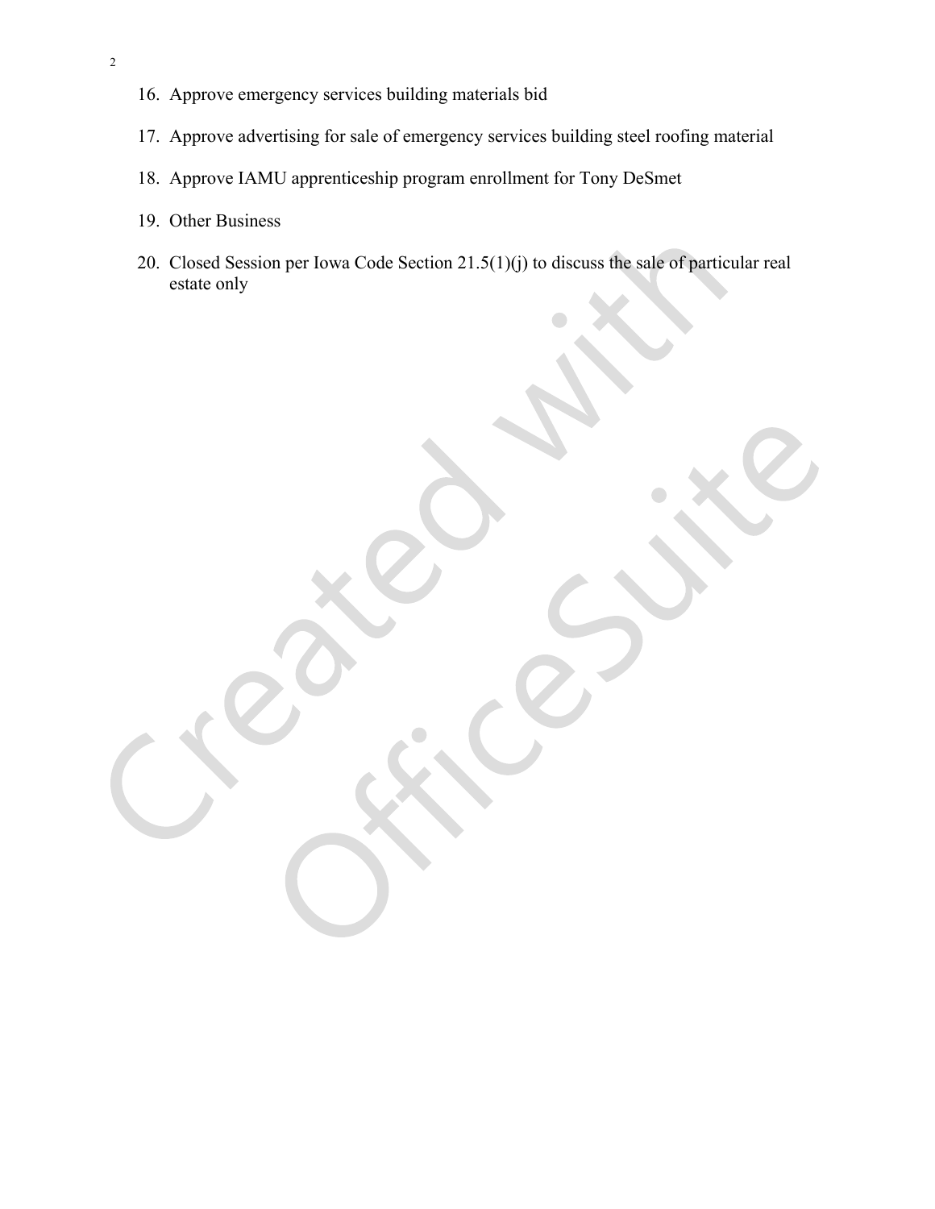16. Approve emergency services building materials bid
17. Approve advertising for sale of emergency services building steel roofing material
18. Approve IAMU apprenticeship program enrollment for Tony DeSmet
19. Other Business
20. Closed Session per Iowa Code Section 21.5(1)(j) to discuss the sale of particular real estate only